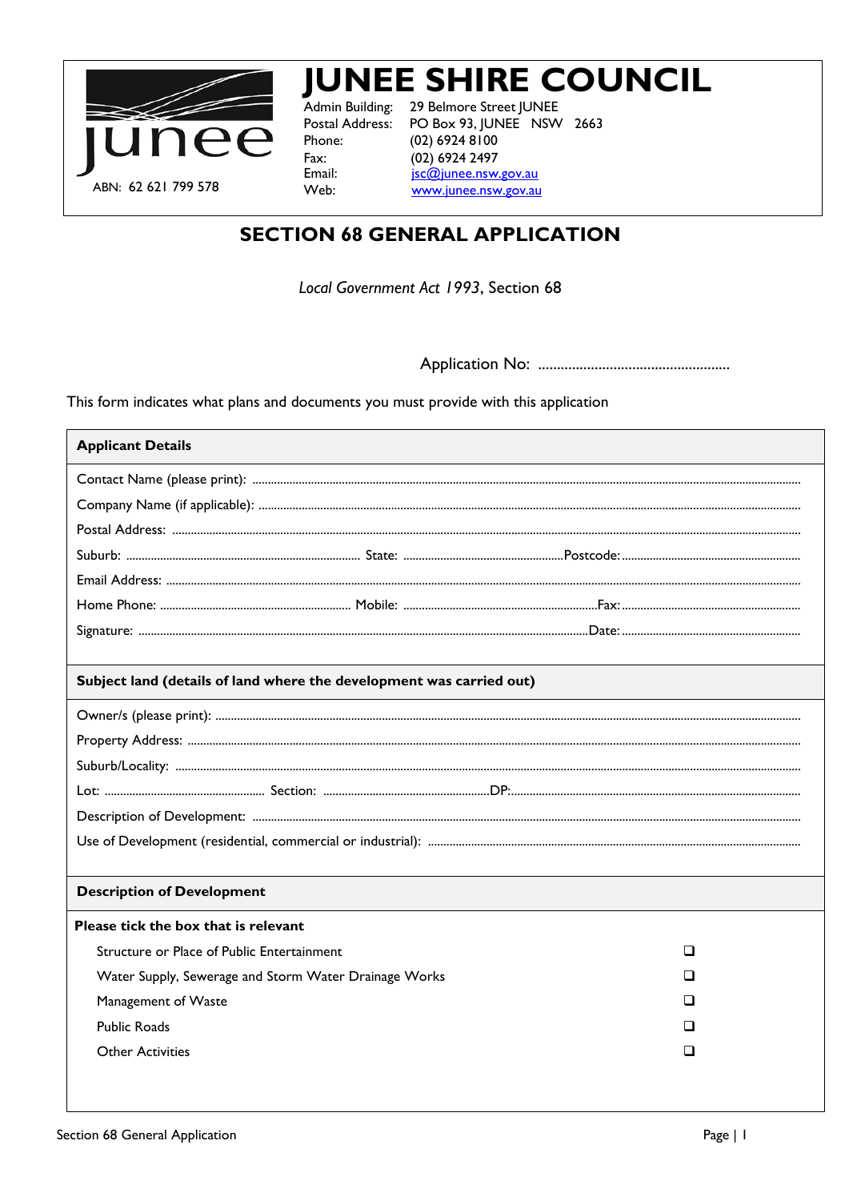# JUNEE SHIRE COUNCIL

ABN: 62 621 799 578

Admin Building: 29 Belmore Street JUNEE
Postal Address: PO Box 93, JUNEE NSW 2663
Phone: (02) 6924 8100
Fax: (02) 6924 2497
Email: jsc@junee.nsw.gov.au
Web: www.junee.nsw.gov.au

## SECTION 68 GENERAL APPLICATION

*Local Government Act 1993*, Section 68

Application No: ...................................................

This form indicates what plans and documents you must provide with this application

### Applicant Details

Contact Name (please print): ...................................................

Company Name (if applicable): ...................................................

Postal Address: ...................................................

Suburb: .................................... State: .................................... Postcode: ....................................

Email Address: ...................................................

Home Phone: .................................... Mobile: .................................... Fax: ....................................

Signature: .................................... Date: ....................................

### Subject land (details of land where the development was carried out)

Owner/s (please print): ...................................................

Property Address: ...................................................

Suburb/Locality: ...................................................

Lot: .................................... Section: .................................... DP: ....................................

Description of Development: ...................................................

Use of Development (residential, commercial or industrial): ...................................................

### Description of Development

**Please tick the box that is relevant**

- Structure or Place of Public Entertainment ❑
- Water Supply, Sewerage and Storm Water Drainage Works ❑
- Management of Waste ❑
- Public Roads ❑
- Other Activities ❑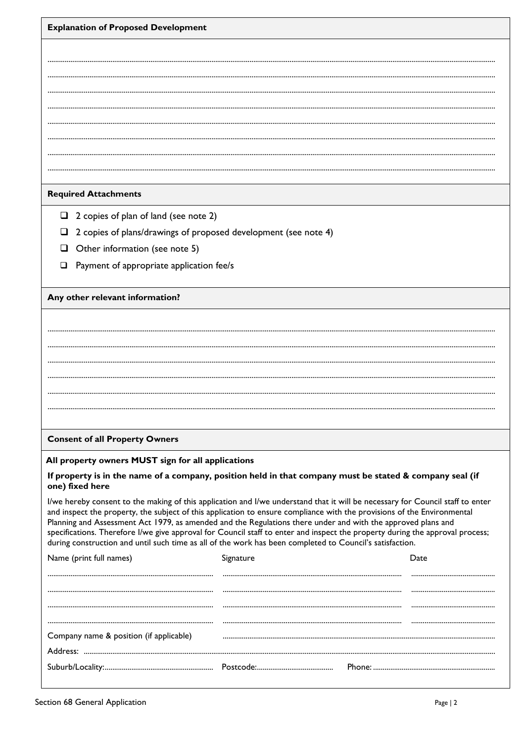## Explanation of Proposed Development

.............................................................................................................................................................................................................

.............................................................................................................................................................................................................

.............................................................................................................................................................................................................

.............................................................................................................................................................................................................

.............................................................................................................................................................................................................

.............................................................................................................................................................................................................

.............................................................................................................................................................................................................

.............................................................................................................................................................................................................

## Required Attachments

- ☐ 2 copies of plan of land (see note 2)
- ☐ 2 copies of plans/drawings of proposed development (see note 4)
- ☐ Other information (see note 5)
- ☐ Payment of appropriate application fee/s

## Any other relevant information?

.............................................................................................................................................................................................................

.............................................................................................................................................................................................................

.............................................................................................................................................................................................................

.............................................................................................................................................................................................................

.............................................................................................................................................................................................................

.............................................................................................................................................................................................................

## Consent of all Property Owners

**All property owners MUST sign for all applications**

**If property is in the name of a company, position held in that company must be stated & company seal (if one) fixed here**

I/we hereby consent to the making of this application and I/we understand that it will be necessary for Council staff to enter and inspect the property, the subject of this application to ensure compliance with the provisions of the Environmental Planning and Assessment Act 1979, as amended and the Regulations there under and with the approved plans and specifications. Therefore I/we give approval for Council staff to enter and inspect the property during the approval process; during construction and until such time as all of the work has been completed to Council's satisfaction.

| Name (print full names) | Signature | Date |
|---|---|---|
| ........................................ | ........................................ | .................... |
| ........................................ | ........................................ | .................... |
| ........................................ | ........................................ | .................... |
| ........................................ | ........................................ | .................... |

Company name & position (if applicable) ..........................................................................................

Address: ..........................................................................................................................................

Suburb/Locality:........................................ Postcode:.................................. Phone: ........................................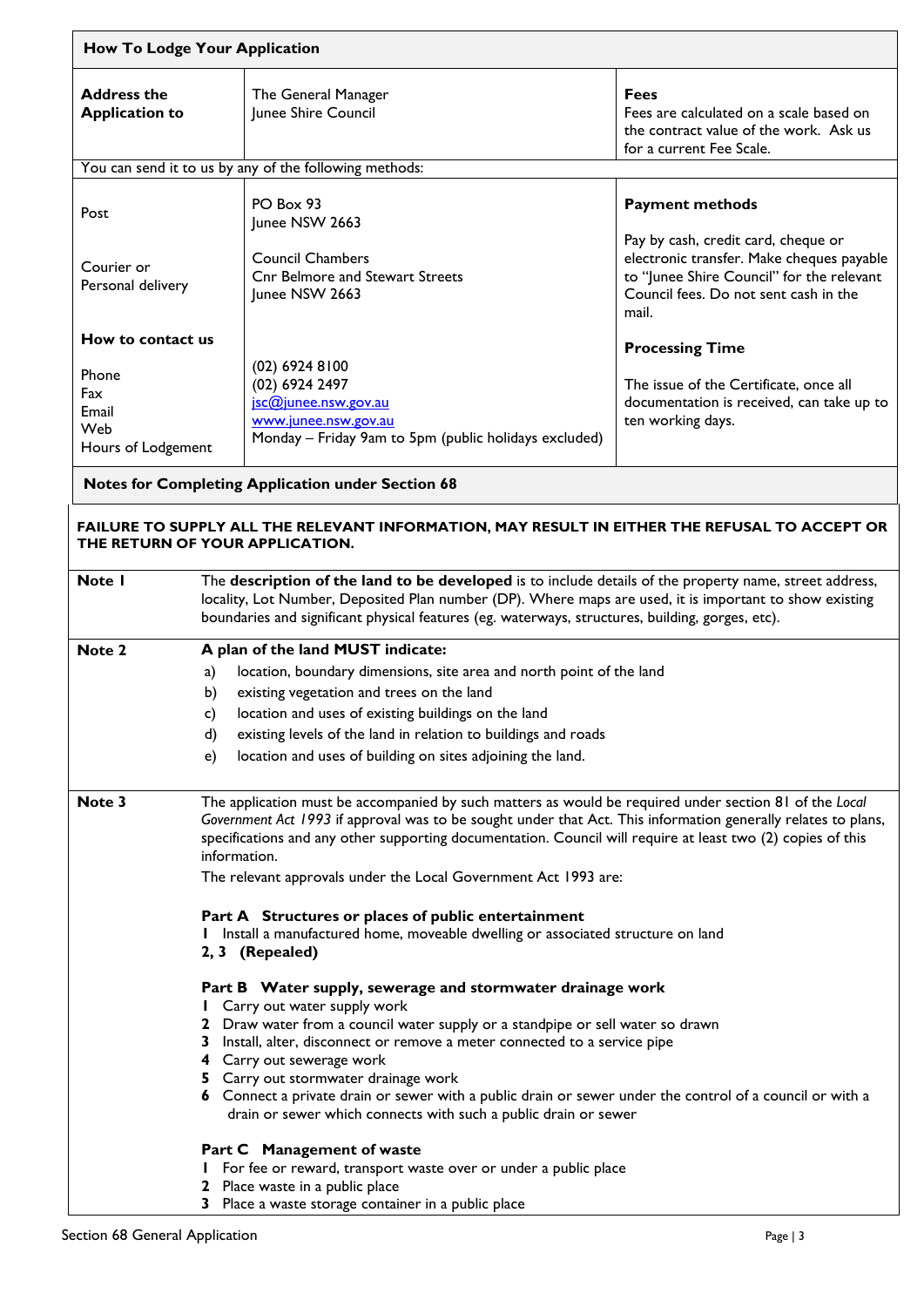## How To Lodge Your Application

| **Address the Application to** | The General Manager<br>Junee Shire Council | **Fees**<br>Fees are calculated on a scale based on the contract value of the work. Ask us for a current Fee Scale. |
|---|---|---|

You can send it to us by any of the following methods:

| | | |
|---|---|---|
| Post | PO Box 93<br>Junee NSW 2663 | **Payment methods**<br>Pay by cash, credit card, cheque or electronic transfer. Make cheques payable to "Junee Shire Council" for the relevant Council fees. Do not sent cash in the mail. |
| Courier or Personal delivery | Council Chambers<br>Cnr Belmore and Stewart Streets<br>Junee NSW 2663 | |
| **How to contact us** | | **Processing Time**<br>The issue of the Certificate, once all documentation is received, can take up to ten working days. |
| Phone | (02) 6924 8100 | |
| Fax | (02) 6924 2497 | |
| Email | jsc@junee.nsw.gov.au | |
| Web | www.junee.nsw.gov.au | |
| Hours of Lodgement | Monday – Friday 9am to 5pm (public holidays excluded) | |

## Notes for Completing Application under Section 68

**FAILURE TO SUPPLY ALL THE RELEVANT INFORMATION, MAY RESULT IN EITHER THE REFUSAL TO ACCEPT OR THE RETURN OF YOUR APPLICATION.**

**Note 1**

The **description of the land to be developed** is to include details of the property name, street address, locality, Lot Number, Deposited Plan number (DP). Where maps are used, it is important to show existing boundaries and significant physical features (eg. waterways, structures, building, gorges, etc).

**Note 2**

**A plan of the land MUST indicate:**

a) location, boundary dimensions, site area and north point of the land
b) existing vegetation and trees on the land
c) location and uses of existing buildings on the land
d) existing levels of the land in relation to buildings and roads
e) location and uses of building on sites adjoining the land.

**Note 3**

The application must be accompanied by such matters as would be required under section 81 of the *Local Government Act 1993* if approval was to be sought under that Act. This information generally relates to plans, specifications and any other supporting documentation. Council will require at least two (2) copies of this information.

The relevant approvals under the Local Government Act 1993 are:

**Part A Structures or places of public entertainment**

**1** Install a manufactured home, moveable dwelling or associated structure on land
**2, 3 (Repealed)**

**Part B Water supply, sewerage and stormwater drainage work**

**1** Carry out water supply work
**2** Draw water from a council water supply or a standpipe or sell water so drawn
**3** Install, alter, disconnect or remove a meter connected to a service pipe
**4** Carry out sewerage work
**5** Carry out stormwater drainage work
**6** Connect a private drain or sewer with a public drain or sewer under the control of a council or with a drain or sewer which connects with such a public drain or sewer

**Part C Management of waste**

**1** For fee or reward, transport waste over or under a public place
**2** Place waste in a public place
**3** Place a waste storage container in a public place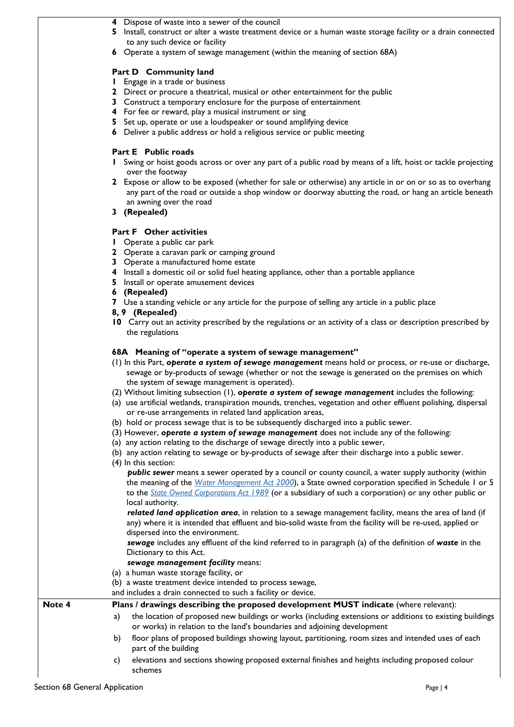4 Dispose of waste into a sewer of the council

5 Install, construct or alter a waste treatment device or a human waste storage facility or a drain connected to any such device or facility

6 Operate a system of sewage management (within the meaning of section 68A)

**Part D Community land**

1 Engage in a trade or business

2 Direct or procure a theatrical, musical or other entertainment for the public

3 Construct a temporary enclosure for the purpose of entertainment

4 For fee or reward, play a musical instrument or sing

5 Set up, operate or use a loudspeaker or sound amplifying device

6 Deliver a public address or hold a religious service or public meeting

**Part E Public roads**

1 Swing or hoist goods across or over any part of a public road by means of a lift, hoist or tackle projecting over the footway

2 Expose or allow to be exposed (whether for sale or otherwise) any article in or on or so as to overhang any part of the road or outside a shop window or doorway abutting the road, or hang an article beneath an awning over the road

3 **(Repealed)**

**Part F Other activities**

1 Operate a public car park

2 Operate a caravan park or camping ground

3 Operate a manufactured home estate

4 Install a domestic oil or solid fuel heating appliance, other than a portable appliance

5 Install or operate amusement devices

6 **(Repealed)**

7 Use a standing vehicle or any article for the purpose of selling any article in a public place

**8, 9 (Repealed)**

10 Carry out an activity prescribed by the regulations or an activity of a class or description prescribed by the regulations

**68A Meaning of "operate a system of sewage management"**

(1) In this Part, ***operate a system of sewage management*** means hold or process, or re-use or discharge, sewage or by-products of sewage (whether or not the sewage is generated on the premises on which the system of sewage management is operated).

(2) Without limiting subsection (1), ***operate a system of sewage management*** includes the following:

(a) use artificial wetlands, transpiration mounds, trenches, vegetation and other effluent polishing, dispersal or re-use arrangements in related land application areas,

(b) hold or process sewage that is to be subsequently discharged into a public sewer.

(3) However, ***operate a system of sewage management*** does not include any of the following:

(a) any action relating to the discharge of sewage directly into a public sewer,

(b) any action relating to sewage or by-products of sewage after their discharge into a public sewer.

(4) In this section:

***public sewer*** means a sewer operated by a council or county council, a water supply authority (within the meaning of the *Water Management Act 2000*), a State owned corporation specified in Schedule 1 or 5 to the *State Owned Corporations Act 1989* (or a subsidiary of such a corporation) or any other public or local authority.

***related land application area***, in relation to a sewage management facility, means the area of land (if any) where it is intended that effluent and bio-solid waste from the facility will be re-used, applied or dispersed into the environment.

***sewage*** includes any effluent of the kind referred to in paragraph (a) of the definition of ***waste*** in the Dictionary to this Act.

***sewage management facility*** means:

(a) a human waste storage facility, or

(b) a waste treatment device intended to process sewage,

and includes a drain connected to such a facility or device.

**Note 4** **Plans / drawings describing the proposed development MUST indicate** (where relevant):

a) the location of proposed new buildings or works (including extensions or additions to existing buildings or works) in relation to the land's boundaries and adjoining development

b) floor plans of proposed buildings showing layout, partitioning, room sizes and intended uses of each part of the building

c) elevations and sections showing proposed external finishes and heights including proposed colour schemes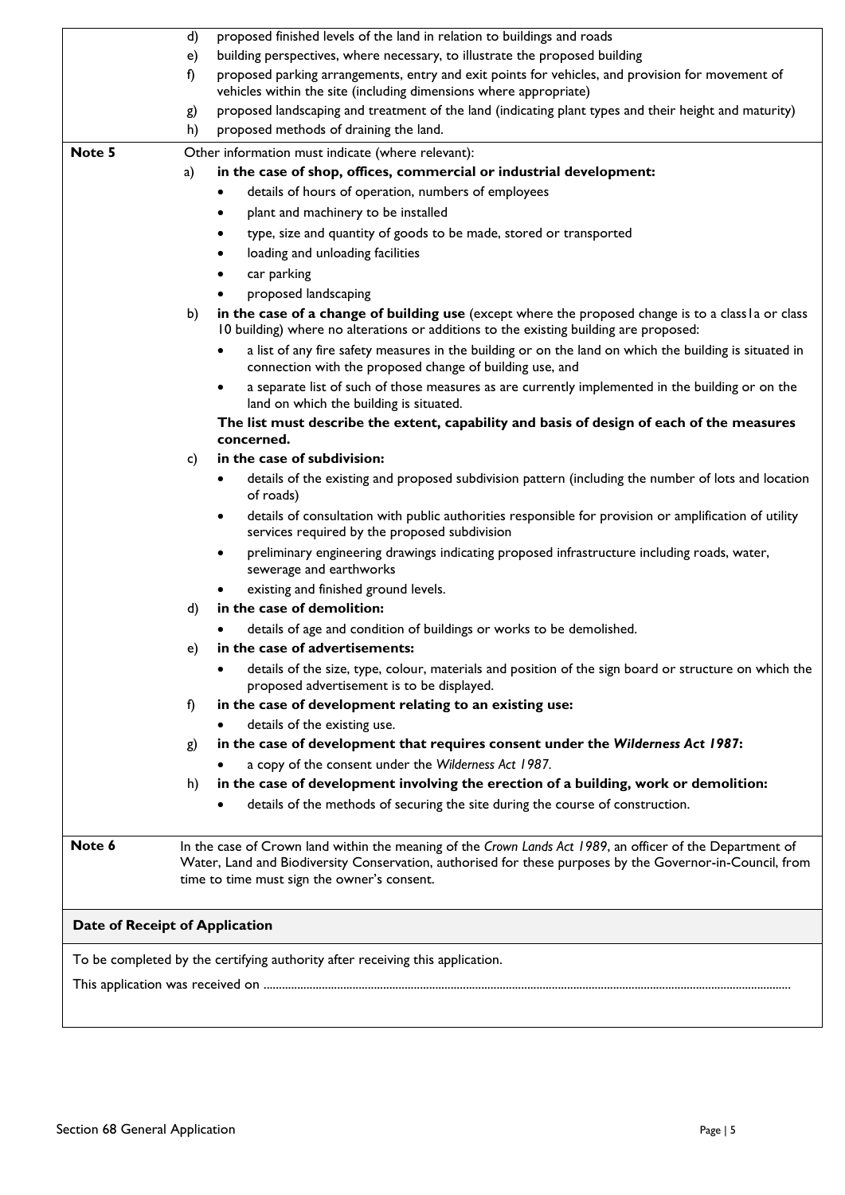d) proposed finished levels of the land in relation to buildings and roads

e) building perspectives, where necessary, to illustrate the proposed building

f) proposed parking arrangements, entry and exit points for vehicles, and provision for movement of vehicles within the site (including dimensions where appropriate)

g) proposed landscaping and treatment of the land (indicating plant types and their height and maturity)

h) proposed methods of draining the land.

**Note 5**

Other information must indicate (where relevant):

a) **in the case of shop, offices, commercial or industrial development:**

- details of hours of operation, numbers of employees
- plant and machinery to be installed
- type, size and quantity of goods to be made, stored or transported
- loading and unloading facilities
- car parking
- proposed landscaping

b) **in the case of a change of building use** (except where the proposed change is to a class1a or class 10 building) where no alterations or additions to the existing building are proposed:

- a list of any fire safety measures in the building or on the land on which the building is situated in connection with the proposed change of building use, and
- a separate list of such of those measures as are currently implemented in the building or on the land on which the building is situated.

**The list must describe the extent, capability and basis of design of each of the measures concerned.**

c) **in the case of subdivision:**

- details of the existing and proposed subdivision pattern (including the number of lots and location of roads)
- details of consultation with public authorities responsible for provision or amplification of utility services required by the proposed subdivision
- preliminary engineering drawings indicating proposed infrastructure including roads, water, sewerage and earthworks
- existing and finished ground levels.

d) **in the case of demolition:**

- details of age and condition of buildings or works to be demolished.

e) **in the case of advertisements:**

- details of the size, type, colour, materials and position of the sign board or structure on which the proposed advertisement is to be displayed.

f) **in the case of development relating to an existing use:**

- details of the existing use.

g) **in the case of development that requires consent under the *Wilderness Act 1987*:**

- a copy of the consent under the *Wilderness Act 1987*.

h) **in the case of development involving the erection of a building, work or demolition:**

- details of the methods of securing the site during the course of construction.

**Note 6**

In the case of Crown land within the meaning of the *Crown Lands Act 1989*, an officer of the Department of Water, Land and Biodiversity Conservation, authorised for these purposes by the Governor-in-Council, from time to time must sign the owner's consent.

## Date of Receipt of Application

To be completed by the certifying authority after receiving this application.

This application was received on ..........................................................................................................................................................